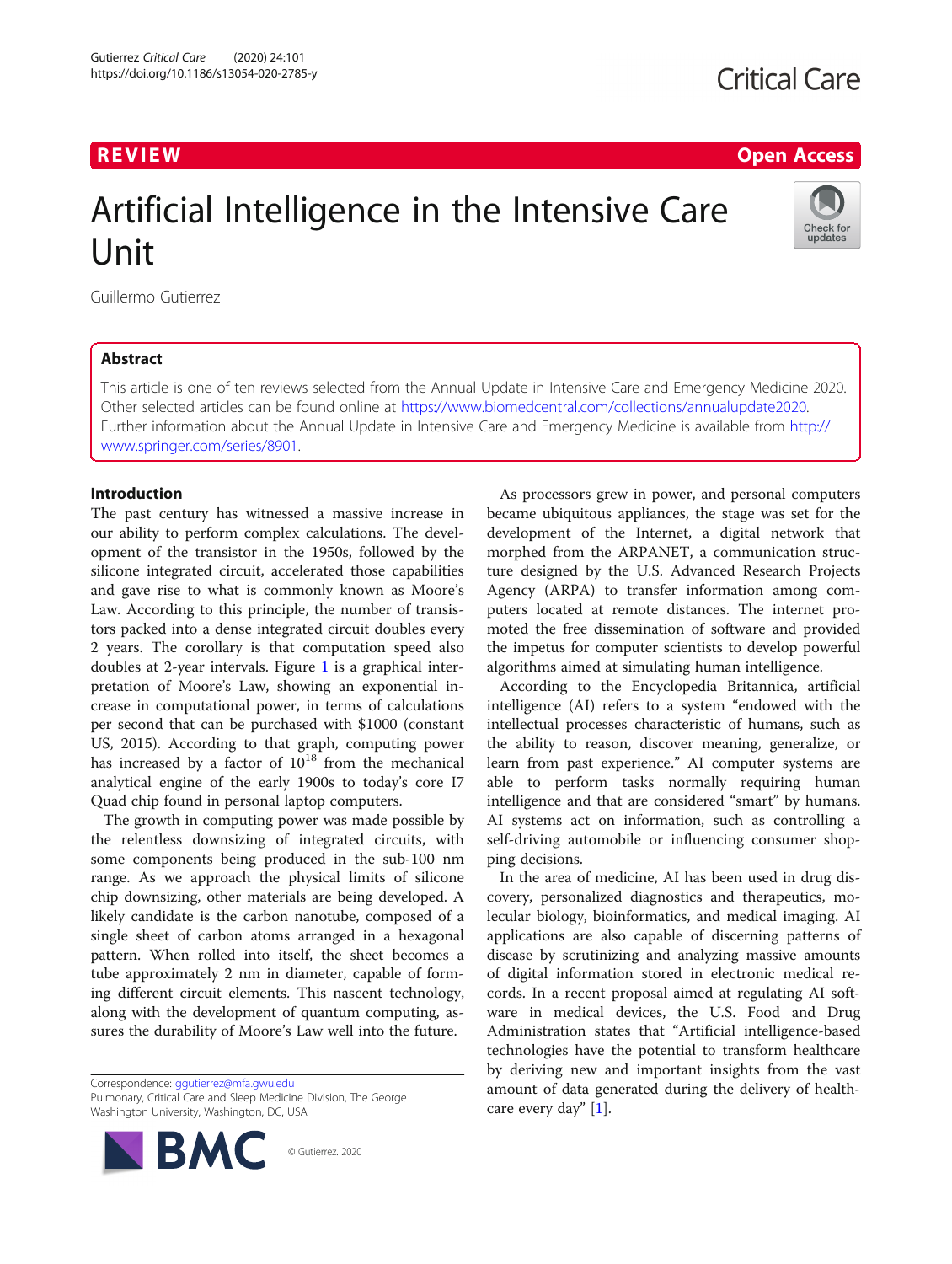REVIEW

Open Access

# Artificial Intelligence in the Intensive Care Unit

Guillermo Gutierrez

## Abstract

This article is one of ten reviews selected from the Annual Update in Intensive Care and Emergency Medicine 2020. Other selected articles can be found online at https://www.biomedcentral.com/collections/annualupdate2020. Further information about the Annual Update in Intensive Care and Emergency Medicine is available from http://www.springer.com/series/8901.

## Introduction

The past century has witnessed a massive increase in our ability to perform complex calculations. The development of the transistor in the 1950s, followed by the silicone integrated circuit, accelerated those capabilities and gave rise to what is commonly known as Moore's Law. According to this principle, the number of transistors packed into a dense integrated circuit doubles every 2 years. The corollary is that computation speed also doubles at 2-year intervals. Figure 1 is a graphical interpretation of Moore's Law, showing an exponential increase in computational power, in terms of calculations per second that can be purchased with $1000 (constant US, 2015). According to that graph, computing power has increased by a factor of $10^{18}$ from the mechanical analytical engine of the early 1900s to today's core I7 Quad chip found in personal laptop computers.

The growth in computing power was made possible by the relentless downsizing of integrated circuits, with some components being produced in the sub-100 nm range. As we approach the physical limits of silicone chip downsizing, other materials are being developed. A likely candidate is the carbon nanotube, composed of a single sheet of carbon atoms arranged in a hexagonal pattern. When rolled into itself, the sheet becomes a tube approximately 2 nm in diameter, capable of forming different circuit elements. This nascent technology, along with the development of quantum computing, assures the durability of Moore's Law well into the future.

As processors grew in power, and personal computers became ubiquitous appliances, the stage was set for the development of the Internet, a digital network that morphed from the ARPANET, a communication structure designed by the U.S. Advanced Research Projects Agency (ARPA) to transfer information among computers located at remote distances. The internet promoted the free dissemination of software and provided the impetus for computer scientists to develop powerful algorithms aimed at simulating human intelligence.

According to the Encyclopedia Britannica, artificial intelligence (AI) refers to a system "endowed with the intellectual processes characteristic of humans, such as the ability to reason, discover meaning, generalize, or learn from past experience." AI computer systems are able to perform tasks normally requiring human intelligence and that are considered "smart" by humans. AI systems act on information, such as controlling a self-driving automobile or influencing consumer shopping decisions.

In the area of medicine, AI has been used in drug discovery, personalized diagnostics and therapeutics, molecular biology, bioinformatics, and medical imaging. AI applications are also capable of discerning patterns of disease by scrutinizing and analyzing massive amounts of digital information stored in electronic medical records. In a recent proposal aimed at regulating AI software in medical devices, the U.S. Food and Drug Administration states that "Artificial intelligence-based technologies have the potential to transform healthcare by deriving new and important insights from the vast amount of data generated during the delivery of healthcare every day" [1].

Correspondence: ggutierrez@mfa.gwu.edu
Pulmonary, Critical Care and Sleep Medicine Division, The George Washington University, Washington, DC, USA

© Gutierrez. 2020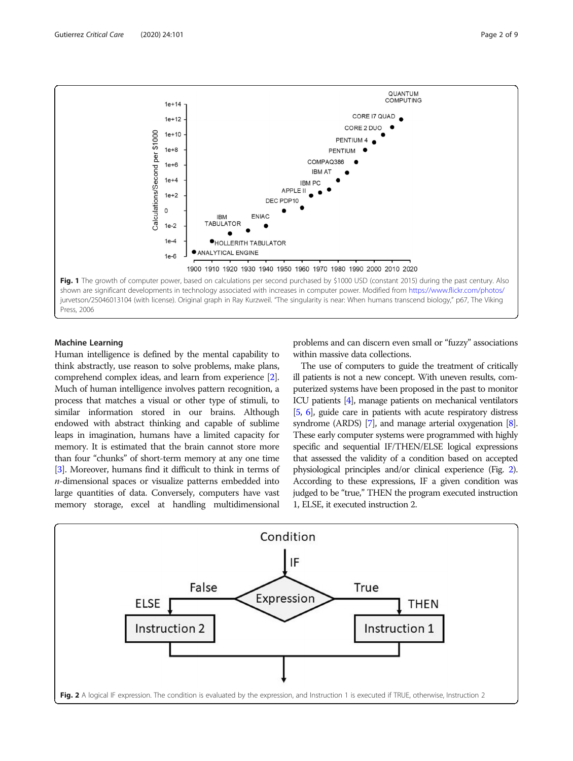Fig. 1 The growth of computer power, based on calculations per second purchased by $1000 USD (constant 2015) during the past century. Also shown are significant developments in technology associated with increases in computer power. Modified from https://www.flickr.com/photos/jurvetson/25046013104 (with license). Original graph in Ray Kurzweil. "The singularity is near: When humans transcend biology," p67, The Viking Press, 2006

## Machine Learning

Human intelligence is defined by the mental capability to think abstractly, use reason to solve problems, make plans, comprehend complex ideas, and learn from experience [2]. Much of human intelligence involves pattern recognition, a process that matches a visual or other type of stimuli, to similar information stored in our brains. Although endowed with abstract thinking and capable of sublime leaps in imagination, humans have a limited capacity for memory. It is estimated that the brain cannot store more than four "chunks" of short-term memory at any one time [3]. Moreover, humans find it difficult to think in terms of $n$-dimensional spaces or visualize patterns embedded into large quantities of data. Conversely, computers have vast memory storage, excel at handling multidimensional problems and can discern even small or "fuzzy" associations within massive data collections.

The use of computers to guide the treatment of critically ill patients is not a new concept. With uneven results, computerized systems have been proposed in the past to monitor ICU patients [4], manage patients on mechanical ventilators [5, 6], guide care in patients with acute respiratory distress syndrome (ARDS) [7], and manage arterial oxygenation [8]. These early computer systems were programmed with highly specific and sequential IF/THEN/ELSE logical expressions that assessed the validity of a condition based on accepted physiological principles and/or clinical experience (Fig. 2). According to these expressions, IF a given condition was judged to be "true," THEN the program executed instruction 1, ELSE, it executed instruction 2.

Fig. 2 A logical IF expression. The condition is evaluated by the expression, and Instruction 1 is executed if TRUE, otherwise, Instruction 2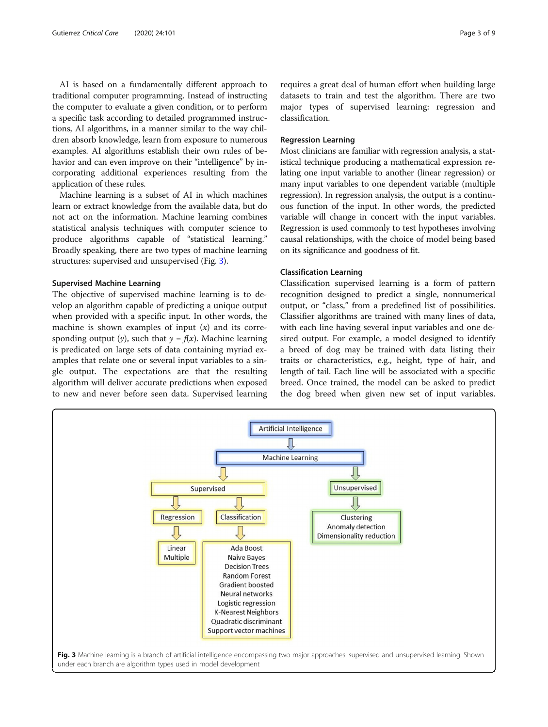AI is based on a fundamentally different approach to traditional computer programming. Instead of instructing the computer to evaluate a given condition, or to perform a specific task according to detailed programmed instructions, AI algorithms, in a manner similar to the way children absorb knowledge, learn from exposure to numerous examples. AI algorithms establish their own rules of behavior and can even improve on their "intelligence" by incorporating additional experiences resulting from the application of these rules.

Machine learning is a subset of AI in which machines learn or extract knowledge from the available data, but do not act on the information. Machine learning combines statistical analysis techniques with computer science to produce algorithms capable of "statistical learning." Broadly speaking, there are two types of machine learning structures: supervised and unsupervised (Fig. 3).

### Supervised Machine Learning

The objective of supervised machine learning is to develop an algorithm capable of predicting a unique output when provided with a specific input. In other words, the machine is shown examples of input ($x$) and its corresponding output ($y$), such that $y = f(x)$. Machine learning is predicated on large sets of data containing myriad examples that relate one or several input variables to a single output. The expectations are that the resulting algorithm will deliver accurate predictions when exposed to new and never before seen data. Supervised learning requires a great deal of human effort when building large datasets to train and test the algorithm. There are two major types of supervised learning: regression and classification.

### Regression Learning

Most clinicians are familiar with regression analysis, a statistical technique producing a mathematical expression relating one input variable to another (linear regression) or many input variables to one dependent variable (multiple regression). In regression analysis, the output is a continuous function of the input. In other words, the predicted variable will change in concert with the input variables. Regression is used commonly to test hypotheses involving causal relationships, with the choice of model being based on its significance and goodness of fit.

### Classification Learning

Classification supervised learning is a form of pattern recognition designed to predict a single, nonnumerical output, or "class," from a predefined list of possibilities. Classifier algorithms are trained with many lines of data, with each line having several input variables and one desired output. For example, a model designed to identify a breed of dog may be trained with data listing their traits or characteristics, e.g., height, type of hair, and length of tail. Each line will be associated with a specific breed. Once trained, the model can be asked to predict the dog breed when given new set of input variables.

Artificial Intelligence

Machine Learning

Supervised

Unsupervised

Regression

Classification

Linear
Multiple

Ada Boost
Naive Bayes
Decision Trees
Random Forest
Gradient boosted
Neural networks
Logistic regression
K-Nearest Neighbors
Quadratic discriminant
Support vector machines

Clustering
Anomaly detection
Dimensionality reduction

**Fig. 3** Machine learning is a branch of artificial intelligence encompassing two major approaches: supervised and unsupervised learning. Shown under each branch are algorithm types used in model development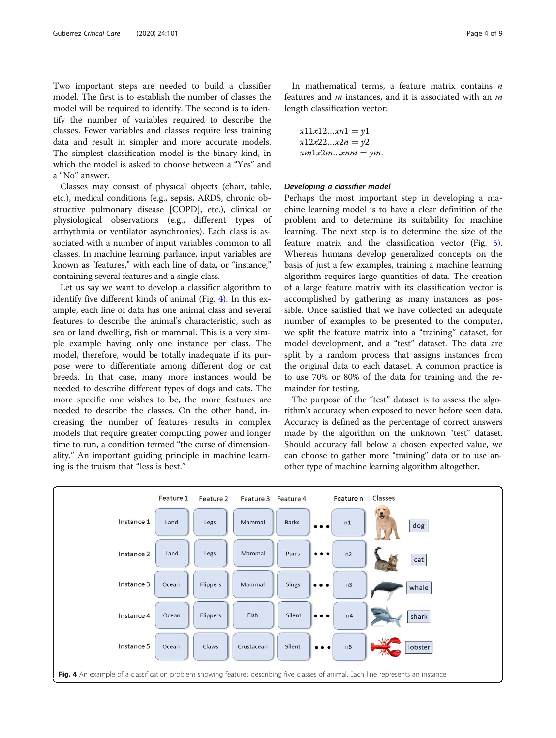Two important steps are needed to build a classifier model. The first is to establish the number of classes the model will be required to identify. The second is to identify the number of variables required to describe the classes. Fewer variables and classes require less training data and result in simpler and more accurate models. The simplest classification model is the binary kind, in which the model is asked to choose between a "Yes" and a "No" answer.

Classes may consist of physical objects (chair, table, etc.), medical conditions (e.g., sepsis, ARDS, chronic obstructive pulmonary disease [COPD], etc.), clinical or physiological observations (e.g., different types of arrhythmia or ventilator asynchronies). Each class is associated with a number of input variables common to all classes. In machine learning parlance, input variables are known as "features," with each line of data, or "instance," containing several features and a single class.

Let us say we want to develop a classifier algorithm to identify five different kinds of animal (Fig. 4). In this example, each line of data has one animal class and several features to describe the animal's characteristic, such as sea or land dwelling, fish or mammal. This is a very simple example having only one instance per class. The model, therefore, would be totally inadequate if its purpose were to differentiate among different dog or cat breeds. In that case, many more instances would be needed to describe different types of dogs and cats. The more specific one wishes to be, the more features are needed to describe the classes. On the other hand, increasing the number of features results in complex models that require greater computing power and longer time to run, a condition termed "the curse of dimensionality." An important guiding principle in machine learning is the truism that "less is best."

In mathematical terms, a feature matrix contains $n$ features and $m$ instances, and it is associated with an $m$ length classification vector:

$$x11x12 \ldots xn1 = y1$$
$$x12x22 \ldots x2n = y2$$
$$xm1x2m \ldots xnm = ym.$$

### *Developing a classifier model*

Perhaps the most important step in developing a machine learning model is to have a clear definition of the problem and to determine its suitability for machine learning. The next step is to determine the size of the feature matrix and the classification vector (Fig. 5). Whereas humans develop generalized concepts on the basis of just a few examples, training a machine learning algorithm requires large quantities of data. The creation of a large feature matrix with its classification vector is accomplished by gathering as many instances as possible. Once satisfied that we have collected an adequate number of examples to be presented to the computer, we split the feature matrix into a "training" dataset, for model development, and a "test" dataset. The data are split by a random process that assigns instances from the original data to each dataset. A common practice is to use 70% or 80% of the data for training and the remainder for testing.

The purpose of the "test" dataset is to assess the algorithm's accuracy when exposed to never before seen data. Accuracy is defined as the percentage of correct answers made by the algorithm on the unknown "test" dataset. Should accuracy fall below a chosen expected value, we can choose to gather more "training" data or to use another type of machine learning algorithm altogether.

| | Feature 1 | Feature 2 | Feature 3 | Feature 4 | | Feature n | Classes |
|---|---|---|---|---|---|---|---|
| Instance 1 | Land | Legs | Mammal | Barks | ••• | n1 | dog |
| Instance 2 | Land | Legs | Mammal | Purrs | ••• | n2 | cat |
| Instance 3 | Ocean | Flippers | Mammal | Sings | ••• | n3 | whale |
| Instance 4 | Ocean | Flippers | Fish | Silent | ••• | n4 | shark |
| Instance 5 | Ocean | Claws | Crustacean | Silent | ••• | n5 | lobster |

**Fig. 4** An example of a classification problem showing features describing five classes of animal. Each line represents an instance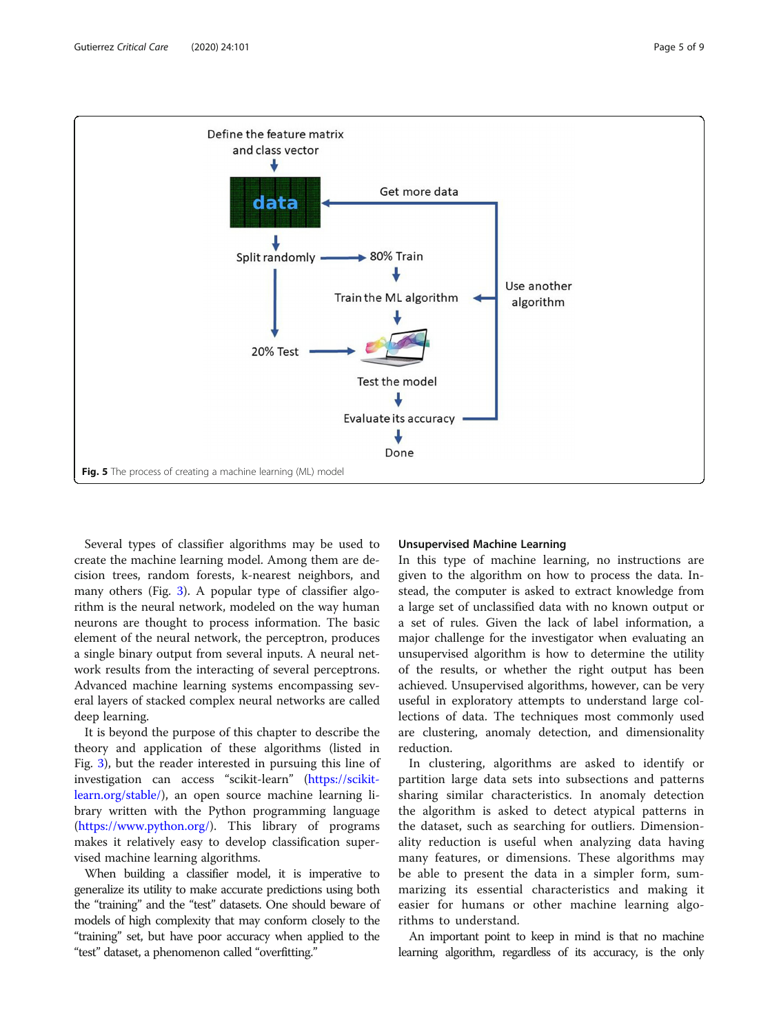Fig. 5 The process of creating a machine learning (ML) model

Several types of classifier algorithms may be used to create the machine learning model. Among them are decision trees, random forests, k-nearest neighbors, and many others (Fig. 3). A popular type of classifier algorithm is the neural network, modeled on the way human neurons are thought to process information. The basic element of the neural network, the perceptron, produces a single binary output from several inputs. A neural network results from the interacting of several perceptrons. Advanced machine learning systems encompassing several layers of stacked complex neural networks are called deep learning.

It is beyond the purpose of this chapter to describe the theory and application of these algorithms (listed in Fig. 3), but the reader interested in pursuing this line of investigation can access "scikit-learn" (https://scikit-learn.org/stable/), an open source machine learning library written with the Python programming language (https://www.python.org/). This library of programs makes it relatively easy to develop classification supervised machine learning algorithms.

When building a classifier model, it is imperative to generalize its utility to make accurate predictions using both the "training" and the "test" datasets. One should beware of models of high complexity that may conform closely to the "training" set, but have poor accuracy when applied to the "test" dataset, a phenomenon called "overfitting."

### Unsupervised Machine Learning

In this type of machine learning, no instructions are given to the algorithm on how to process the data. Instead, the computer is asked to extract knowledge from a large set of unclassified data with no known output or a set of rules. Given the lack of label information, a major challenge for the investigator when evaluating an unsupervised algorithm is how to determine the utility of the results, or whether the right output has been achieved. Unsupervised algorithms, however, can be very useful in exploratory attempts to understand large collections of data. The techniques most commonly used are clustering, anomaly detection, and dimensionality reduction.

In clustering, algorithms are asked to identify or partition large data sets into subsections and patterns sharing similar characteristics. In anomaly detection the algorithm is asked to detect atypical patterns in the dataset, such as searching for outliers. Dimensionality reduction is useful when analyzing data having many features, or dimensions. These algorithms may be able to present the data in a simpler form, summarizing its essential characteristics and making it easier for humans or other machine learning algorithms to understand.

An important point to keep in mind is that no machine learning algorithm, regardless of its accuracy, is the only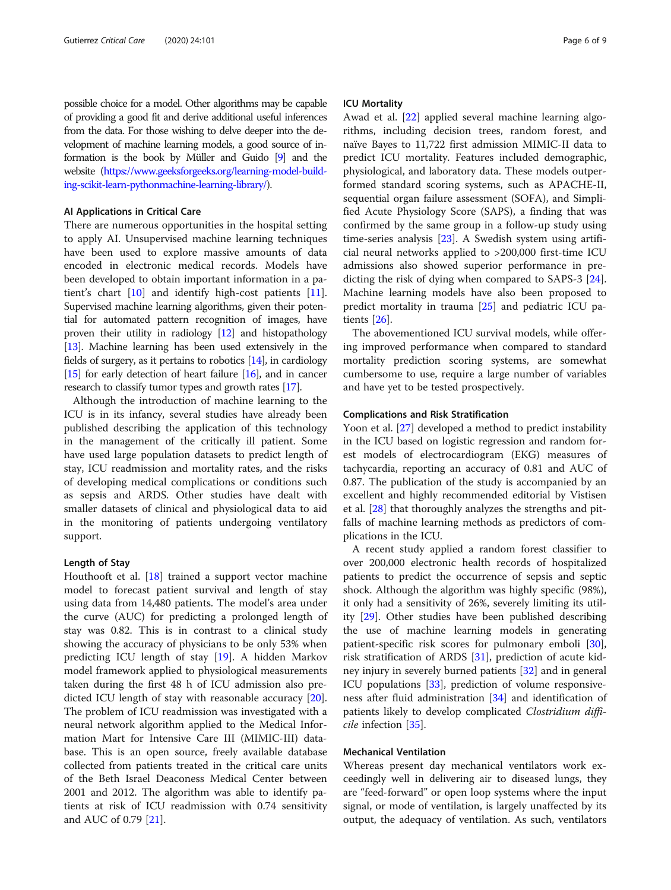possible choice for a model. Other algorithms may be capable of providing a good fit and derive additional useful inferences from the data. For those wishing to delve deeper into the development of machine learning models, a good source of information is the book by Müller and Guido [9] and the website (https://www.geeksforgeeks.org/learning-model-building-scikit-learn-pythonmachine-learning-library/).

### AI Applications in Critical Care

There are numerous opportunities in the hospital setting to apply AI. Unsupervised machine learning techniques have been used to explore massive amounts of data encoded in electronic medical records. Models have been developed to obtain important information in a patient's chart [10] and identify high-cost patients [11]. Supervised machine learning algorithms, given their potential for automated pattern recognition of images, have proven their utility in radiology [12] and histopathology [13]. Machine learning has been used extensively in the fields of surgery, as it pertains to robotics [14], in cardiology [15] for early detection of heart failure [16], and in cancer research to classify tumor types and growth rates [17].

Although the introduction of machine learning to the ICU is in its infancy, several studies have already been published describing the application of this technology in the management of the critically ill patient. Some have used large population datasets to predict length of stay, ICU readmission and mortality rates, and the risks of developing medical complications or conditions such as sepsis and ARDS. Other studies have dealt with smaller datasets of clinical and physiological data to aid in the monitoring of patients undergoing ventilatory support.

### Length of Stay

Houthooft et al. [18] trained a support vector machine model to forecast patient survival and length of stay using data from 14,480 patients. The model's area under the curve (AUC) for predicting a prolonged length of stay was 0.82. This is in contrast to a clinical study showing the accuracy of physicians to be only 53% when predicting ICU length of stay [19]. A hidden Markov model framework applied to physiological measurements taken during the first 48 h of ICU admission also predicted ICU length of stay with reasonable accuracy [20]. The problem of ICU readmission was investigated with a neural network algorithm applied to the Medical Information Mart for Intensive Care III (MIMIC-III) database. This is an open source, freely available database collected from patients treated in the critical care units of the Beth Israel Deaconess Medical Center between 2001 and 2012. The algorithm was able to identify patients at risk of ICU readmission with 0.74 sensitivity and AUC of 0.79 [21].

### ICU Mortality

Awad et al. [22] applied several machine learning algorithms, including decision trees, random forest, and naïve Bayes to 11,722 first admission MIMIC-II data to predict ICU mortality. Features included demographic, physiological, and laboratory data. These models outperformed standard scoring systems, such as APACHE-II, sequential organ failure assessment (SOFA), and Simplified Acute Physiology Score (SAPS), a finding that was confirmed by the same group in a follow-up study using time-series analysis [23]. A Swedish system using artificial neural networks applied to >200,000 first-time ICU admissions also showed superior performance in predicting the risk of dying when compared to SAPS-3 [24]. Machine learning models have also been proposed to predict mortality in trauma [25] and pediatric ICU patients [26].

The abovementioned ICU survival models, while offering improved performance when compared to standard mortality prediction scoring systems, are somewhat cumbersome to use, require a large number of variables and have yet to be tested prospectively.

### Complications and Risk Stratification

Yoon et al. [27] developed a method to predict instability in the ICU based on logistic regression and random forest models of electrocardiogram (EKG) measures of tachycardia, reporting an accuracy of 0.81 and AUC of 0.87. The publication of the study is accompanied by an excellent and highly recommended editorial by Vistisen et al. [28] that thoroughly analyzes the strengths and pitfalls of machine learning methods as predictors of complications in the ICU.

A recent study applied a random forest classifier to over 200,000 electronic health records of hospitalized patients to predict the occurrence of sepsis and septic shock. Although the algorithm was highly specific (98%), it only had a sensitivity of 26%, severely limiting its utility [29]. Other studies have been published describing the use of machine learning models in generating patient-specific risk scores for pulmonary emboli [30], risk stratification of ARDS [31], prediction of acute kidney injury in severely burned patients [32] and in general ICU populations [33], prediction of volume responsiveness after fluid administration [34] and identification of patients likely to develop complicated *Clostridium difficile* infection [35].

### Mechanical Ventilation

Whereas present day mechanical ventilators work exceedingly well in delivering air to diseased lungs, they are "feed-forward" or open loop systems where the input signal, or mode of ventilation, is largely unaffected by its output, the adequacy of ventilation. As such, ventilators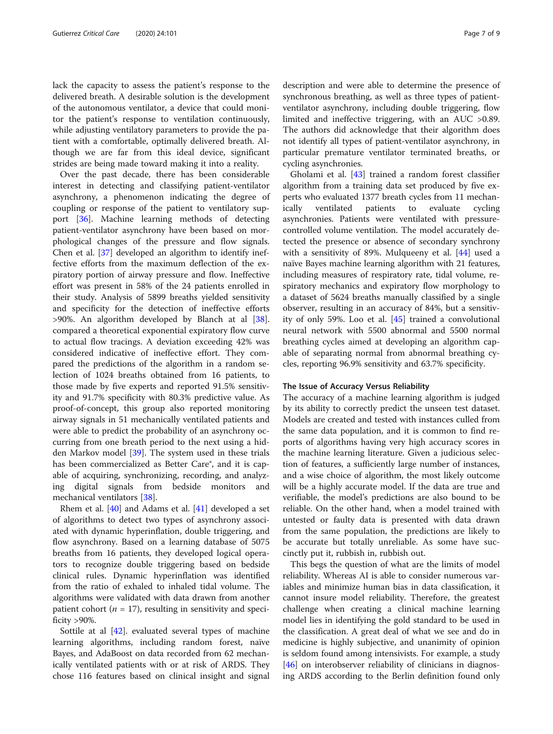lack the capacity to assess the patient's response to the delivered breath. A desirable solution is the development of the autonomous ventilator, a device that could monitor the patient's response to ventilation continuously, while adjusting ventilatory parameters to provide the patient with a comfortable, optimally delivered breath. Although we are far from this ideal device, significant strides are being made toward making it into a reality.

Over the past decade, there has been considerable interest in detecting and classifying patient-ventilator asynchrony, a phenomenon indicating the degree of coupling or response of the patient to ventilatory support [36]. Machine learning methods of detecting patient-ventilator asynchrony have been based on morphological changes of the pressure and flow signals. Chen et al. [37] developed an algorithm to identify ineffective efforts from the maximum deflection of the expiratory portion of airway pressure and flow. Ineffective effort was present in 58% of the 24 patients enrolled in their study. Analysis of 5899 breaths yielded sensitivity and specificity for the detection of ineffective efforts >90%. An algorithm developed by Blanch at al [38]. compared a theoretical exponential expiratory flow curve to actual flow tracings. A deviation exceeding 42% was considered indicative of ineffective effort. They compared the predictions of the algorithm in a random selection of 1024 breaths obtained from 16 patients, to those made by five experts and reported 91.5% sensitivity and 91.7% specificity with 80.3% predictive value. As proof-of-concept, this group also reported monitoring airway signals in 51 mechanically ventilated patients and were able to predict the probability of an asynchrony occurring from one breath period to the next using a hidden Markov model [39]. The system used in these trials has been commercialized as Better Care®, and it is capable of acquiring, synchronizing, recording, and analyzing digital signals from bedside monitors and mechanical ventilators [38].

Rhem et al. [40] and Adams et al. [41] developed a set of algorithms to detect two types of asynchrony associated with dynamic hyperinflation, double triggering, and flow asynchrony. Based on a learning database of 5075 breaths from 16 patients, they developed logical operators to recognize double triggering based on bedside clinical rules. Dynamic hyperinflation was identified from the ratio of exhaled to inhaled tidal volume. The algorithms were validated with data drawn from another patient cohort ($n$ = 17), resulting in sensitivity and specificity >90%.

Sottile at al [42]. evaluated several types of machine learning algorithms, including random forest, naïve Bayes, and AdaBoost on data recorded from 62 mechanically ventilated patients with or at risk of ARDS. They chose 116 features based on clinical insight and signal description and were able to determine the presence of synchronous breathing, as well as three types of patient-ventilator asynchrony, including double triggering, flow limited and ineffective triggering, with an AUC >0.89. The authors did acknowledge that their algorithm does not identify all types of patient-ventilator asynchrony, in particular premature ventilator terminated breaths, or cycling asynchronies.

Gholami et al. [43] trained a random forest classifier algorithm from a training data set produced by five experts who evaluated 1377 breath cycles from 11 mechanically ventilated patients to evaluate cycling asynchronies. Patients were ventilated with pressure-controlled volume ventilation. The model accurately detected the presence or absence of secondary synchrony with a sensitivity of 89%. Mulqueeny et al. [44] used a naïve Bayes machine learning algorithm with 21 features, including measures of respiratory rate, tidal volume, respiratory mechanics and expiratory flow morphology to a dataset of 5624 breaths manually classified by a single observer, resulting in an accuracy of 84%, but a sensitivity of only 59%. Loo et al. [45] trained a convolutional neural network with 5500 abnormal and 5500 normal breathing cycles aimed at developing an algorithm capable of separating normal from abnormal breathing cycles, reporting 96.9% sensitivity and 63.7% specificity.

### The Issue of Accuracy Versus Reliability

The accuracy of a machine learning algorithm is judged by its ability to correctly predict the unseen test dataset. Models are created and tested with instances culled from the same data population, and it is common to find reports of algorithms having very high accuracy scores in the machine learning literature. Given a judicious selection of features, a sufficiently large number of instances, and a wise choice of algorithm, the most likely outcome will be a highly accurate model. If the data are true and verifiable, the model's predictions are also bound to be reliable. On the other hand, when a model trained with untested or faulty data is presented with data drawn from the same population, the predictions are likely to be accurate but totally unreliable. As some have succinctly put it, rubbish in, rubbish out.

This begs the question of what are the limits of model reliability. Whereas AI is able to consider numerous variables and minimize human bias in data classification, it cannot insure model reliability. Therefore, the greatest challenge when creating a clinical machine learning model lies in identifying the gold standard to be used in the classification. A great deal of what we see and do in medicine is highly subjective, and unanimity of opinion is seldom found among intensivists. For example, a study [46] on interobserver reliability of clinicians in diagnosing ARDS according to the Berlin definition found only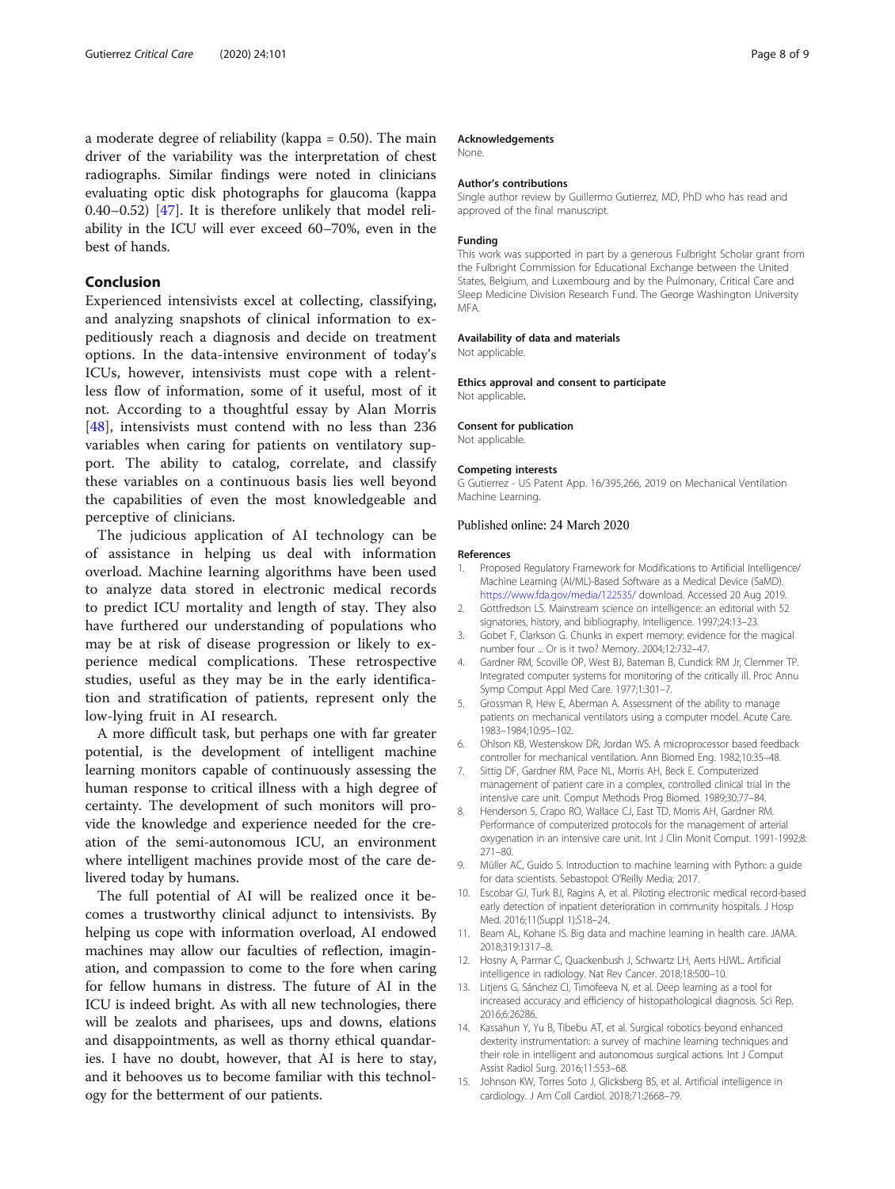a moderate degree of reliability (kappa = 0.50). The main driver of the variability was the interpretation of chest radiographs. Similar findings were noted in clinicians evaluating optic disk photographs for glaucoma (kappa 0.40–0.52) [47]. It is therefore unlikely that model reliability in the ICU will ever exceed 60–70%, even in the best of hands.

## Conclusion

Experienced intensivists excel at collecting, classifying, and analyzing snapshots of clinical information to expeditiously reach a diagnosis and decide on treatment options. In the data-intensive environment of today's ICUs, however, intensivists must cope with a relentless flow of information, some of it useful, most of it not. According to a thoughtful essay by Alan Morris [48], intensivists must contend with no less than 236 variables when caring for patients on ventilatory support. The ability to catalog, correlate, and classify these variables on a continuous basis lies well beyond the capabilities of even the most knowledgeable and perceptive of clinicians.

The judicious application of AI technology can be of assistance in helping us deal with information overload. Machine learning algorithms have been used to analyze data stored in electronic medical records to predict ICU mortality and length of stay. They also have furthered our understanding of populations who may be at risk of disease progression or likely to experience medical complications. These retrospective studies, useful as they may be in the early identification and stratification of patients, represent only the low-lying fruit in AI research.

A more difficult task, but perhaps one with far greater potential, is the development of intelligent machine learning monitors capable of continuously assessing the human response to critical illness with a high degree of certainty. The development of such monitors will provide the knowledge and experience needed for the creation of the semi-autonomous ICU, an environment where intelligent machines provide most of the care delivered today by humans.

The full potential of AI will be realized once it becomes a trustworthy clinical adjunct to intensivists. By helping us cope with information overload, AI endowed machines may allow our faculties of reflection, imagination, and compassion to come to the fore when caring for fellow humans in distress. The future of AI in the ICU is indeed bright. As with all new technologies, there will be zealots and pharisees, ups and downs, elations and disappointments, as well as thorny ethical quandaries. I have no doubt, however, that AI is here to stay, and it behooves us to become familiar with this technology for the betterment of our patients.

### Acknowledgements

None.

### Author's contributions

Single author review by Guillermo Gutierrez, MD, PhD who has read and approved of the final manuscript.

### Funding

This work was supported in part by a generous Fulbright Scholar grant from the Fulbright Commission for Educational Exchange between the United States, Belgium, and Luxembourg and by the Pulmonary, Critical Care and Sleep Medicine Division Research Fund. The George Washington University MFA.

### Availability of data and materials

Not applicable.

### Ethics approval and consent to participate

Not applicable.

### Consent for publication

Not applicable.

### Competing interests

G Gutierrez - US Patent App. 16/395,266, 2019 on Mechanical Ventilation Machine Learning.

Published online: 24 March 2020

### References

1. Proposed Regulatory Framework for Modifications to Artificial Intelligence/ Machine Learning (AI/ML)-Based Software as a Medical Device (SaMD). https://www.fda.gov/media/122535/ download. Accessed 20 Aug 2019.
2. Gottfredson LS. Mainstream science on intelligence: an editorial with 52 signatories, history, and bibliography. Intelligence. 1997;24:13–23.
3. Gobet F, Clarkson G. Chunks in expert memory: evidence for the magical number four ... Or is it two? Memory. 2004;12:732–47.
4. Gardner RM, Scoville OP, West BJ, Bateman B, Cundick RM Jr, Clemmer TP. Integrated computer systems for monitoring of the critically ill. Proc Annu Symp Comput Appl Med Care. 1977;1:301–7.
5. Grossman R, Hew E, Aberman A. Assessment of the ability to manage patients on mechanical ventilators using a computer model. Acute Care. 1983–1984;10:95–102.
6. Ohlson KB, Westenskow DR, Jordan WS. A microprocessor based feedback controller for mechanical ventilation. Ann Biomed Eng. 1982;10:35–48.
7. Sittig DF, Gardner RM, Pace NL, Morris AH, Beck E. Computerized management of patient care in a complex, controlled clinical trial in the intensive care unit. Comput Methods Prog Biomed. 1989;30:77–84.
8. Henderson S, Crapo RO, Wallace CJ, East TD, Morris AH, Gardner RM. Performance of computerized protocols for the management of arterial oxygenation in an intensive care unit. Int J Clin Monit Comput. 1991-1992;8: 271–80.
9. Müller AC, Guido S. Introduction to machine learning with Python: a guide for data scientists. Sebastopol: O'Reilly Media; 2017.
10. Escobar GJ, Turk BJ, Ragins A, et al. Piloting electronic medical record-based early detection of inpatient deterioration in community hospitals. J Hosp Med. 2016;11(Suppl 1):S18–24.
11. Beam AL, Kohane IS. Big data and machine learning in health care. JAMA. 2018;319:1317–8.
12. Hosny A, Parmar C, Quackenbush J, Schwartz LH, Aerts HJWL. Artificial intelligence in radiology. Nat Rev Cancer. 2018;18:500–10.
13. Litjens G, Sánchez CI, Timofeeva N, et al. Deep learning as a tool for increased accuracy and efficiency of histopathological diagnosis. Sci Rep. 2016;6:26286.
14. Kassahun Y, Yu B, Tibebu AT, et al. Surgical robotics beyond enhanced dexterity instrumentation: a survey of machine learning techniques and their role in intelligent and autonomous surgical actions. Int J Comput Assist Radiol Surg. 2016;11:553–68.
15. Johnson KW, Torres Soto J, Glicksberg BS, et al. Artificial intelligence in cardiology. J Am Coll Cardiol. 2018;71:2668–79.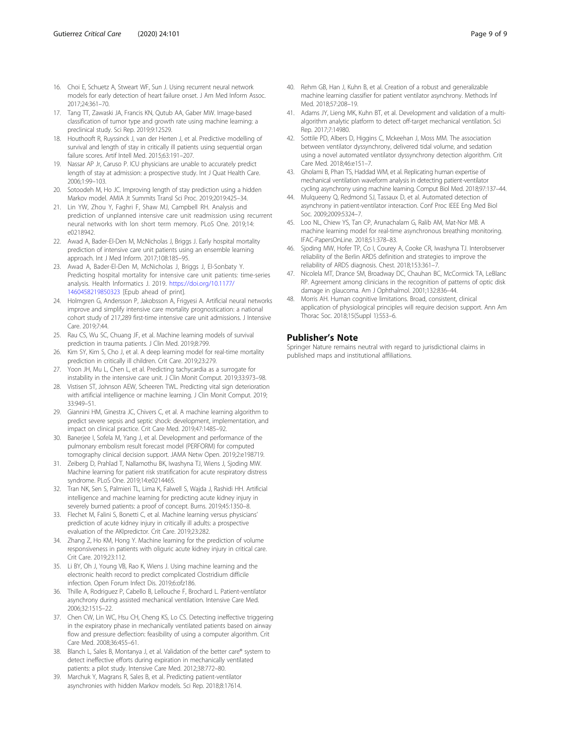16. Choi E, Schuetz A, Stweart WF, Sun J. Using recurrent neural network models for early detection of heart failure onset. J Am Med Inform Assoc. 2017;24:361–70.
17. Tang TT, Zawaski JA, Francis KN, Qutub AA, Gaber MW. Image-based classification of tumor type and growth rate using machine learning: a preclinical study. Sci Rep. 2019;9:12529.
18. Houthooft R, Ruyssinck J, van der Herten J, et al. Predictive modelling of survival and length of stay in critically ill patients using sequential organ failure scores. Artif Intell Med. 2015;63:191–207.
19. Nassar AP Jr, Caruso P. ICU physicians are unable to accurately predict length of stay at admission: a prospective study. Int J Quat Health Care. 2006;1:99–103.
20. Sotoodeh M, Ho JC. Improving length of stay prediction using a hidden Markov model. AMIA Jt Summits Transl Sci Proc. 2019;2019:425–34.
21. Lin YW, Zhou Y, Faghri F, Shaw MJ, Campbell RH. Analysis and prediction of unplanned intensive care unit readmission using recurrent neural networks with lon short term memory. PLoS One. 2019;14:e0218942.
22. Awad A, Bader-El-Den M, McNicholas J, Briggs J. Early hospital mortality prediction of intensive care unit patients using an ensemble learning approach. Int J Med Inform. 2017;108:185–95.
23. Awad A, Bader-El-Den M, McNicholas J, Briggs J, El-Sonbaty Y. Predicting hospital mortality for intensive care unit patients: time-series analysis. Health Informatics J. 2019. https://doi.org/10.1177/1460458219850323 [Epub ahead of print].
24. Holmgren G, Andersson P, Jakobsson A, Frigyesi A. Artificial neural networks improve and simplify intensive care mortality prognostication: a national cohort study of 217,289 first-time intensive care unit admissions. J Intensive Care. 2019;7:44.
25. Rau CS, Wu SC, Chuang JF, et al. Machine learning models of survival prediction in trauma patients. J Clin Med. 2019;8:799.
26. Kim SY, Kim S, Cho J, et al. A deep learning model for real-time mortality prediction in critically ill children. Crit Care. 2019;23:279.
27. Yoon JH, Mu L, Chen L, et al. Predicting tachycardia as a surrogate for instability in the intensive care unit. J Clin Monit Comput. 2019;33:973–98.
28. Vistisen ST, Johnson AEW, Scheeren TWL. Predicting vital sign deterioration with artificial intelligence or machine learning. J Clin Monit Comput. 2019;33:949–51.
29. Giannini HM, Ginestra JC, Chivers C, et al. A machine learning algorithm to predict severe sepsis and septic shock: development, implementation, and impact on clinical practice. Crit Care Med. 2019;47:1485–92.
30. Banerjee I, Sofela M, Yang J, et al. Development and performance of the pulmonary embolism result forecast model (PERFORM) for computed tomography clinical decision support. JAMA Netw Open. 2019;2:e198719.
31. Zeiberg D, Prahlad T, Nallamothu BK, Iwashyna TJ, Wiens J, Sjoding MW. Machine learning for patient risk stratification for acute respiratory distress syndrome. PLoS One. 2019;14:e0214465.
32. Tran NK, Sen S, Palmieri TL, Lima K, Falwell S, Wajda J, Rashidi HH. Artificial intelligence and machine learning for predicting acute kidney injury in severely burned patients: a proof of concept. Burns. 2019;45:1350–8.
33. Flechet M, Falini S, Bonetti C, et al. Machine learning versus physicians' prediction of acute kidney injury in critically ill adults: a prospective evaluation of the AKIpredictor. Crit Care. 2019;23:282.
34. Zhang Z, Ho KM, Hong Y. Machine learning for the prediction of volume responsiveness in patients with oliguric acute kidney injury in critical care. Crit Care. 2019;23:112.
35. Li BY, Oh J, Young VB, Rao K, Wiens J. Using machine learning and the electronic health record to predict complicated Clostridium difficile infection. Open Forum Infect Dis. 2019;6:ofz186.
36. Thille A, Rodriguez P, Cabello B, Lellouche F, Brochard L. Patient-ventilator asynchrony during assisted mechanical ventilation. Intensive Care Med. 2006;32:1515–22.
37. Chen CW, Lin WC, Hsu CH, Cheng KS, Lo CS. Detecting ineffective triggering in the expiratory phase in mechanically ventilated patients based on airway flow and pressure deflection: feasibility of using a computer algorithm. Crit Care Med. 2008;36:455–61.
38. Blanch L, Sales B, Montanya J, et al. Validation of the better care® system to detect ineffective efforts during expiration in mechanically ventilated patients: a pilot study. Intensive Care Med. 2012;38:772–80.
39. Marchuk Y, Magrans R, Sales B, et al. Predicting patient-ventilator asynchronies with hidden Markov models. Sci Rep. 2018;8:17614.
40. Rehm GB, Han J, Kuhn B, et al. Creation of a robust and generalizable machine learning classifier for patient ventilator asynchrony. Methods Inf Med. 2018;57:208–19.
41. Adams JY, Lieng MK, Kuhn BT, et al. Development and validation of a multi-algorithm analytic platform to detect off-target mechanical ventilation. Sci Rep. 2017;7:14980.
42. Sottile PD, Albers D, Higgins C, Mckeehan J, Moss MM. The association between ventilator dyssynchrony, delivered tidal volume, and sedation using a novel automated ventilator dyssynchrony detection algorithm. Crit Care Med. 2018;46:e151–7.
43. Gholami B, Phan TS, Haddad WM, et al. Replicating human expertise of mechanical ventilation waveform analysis in detecting patient-ventilator cycling asynchrony using machine learning. Comput Biol Med. 2018;97:137–44.
44. Mulqueeny Q, Redmond SJ, Tassaux D, et al. Automated detection of asynchrony in patient-ventilator interaction. Conf Proc IEEE Eng Med Biol Soc. 2009;2009:5324–7.
45. Loo NL, Chiew YS, Tan CP, Arunachalam G, Ralib AM, Mat-Nor MB. A machine learning model for real-time asynchronous breathing monitoring. IFAC-PapersOnLine. 2018;51:378–83.
46. Sjoding MW, Hofer TP, Co I, Courey A, Cooke CR, Iwashyna TJ. Interobserver reliability of the Berlin ARDS definition and strategies to improve the reliability of ARDS diagnosis. Chest. 2018;153:361–7.
47. Nicolela MT, Drance SM, Broadway DC, Chauhan BC, McCormick TA, LeBlanc RP. Agreement among clinicians in the recognition of patterns of optic disk damage in glaucoma. Am J Ophthalmol. 2001;132:836–44.
48. Morris AH. Human cognitive limitations. Broad, consistent, clinical application of physiological principles will require decision support. Ann Am Thorac Soc. 2018;15(Suppl 1):S53–6.

## Publisher's Note

Springer Nature remains neutral with regard to jurisdictional claims in published maps and institutional affiliations.